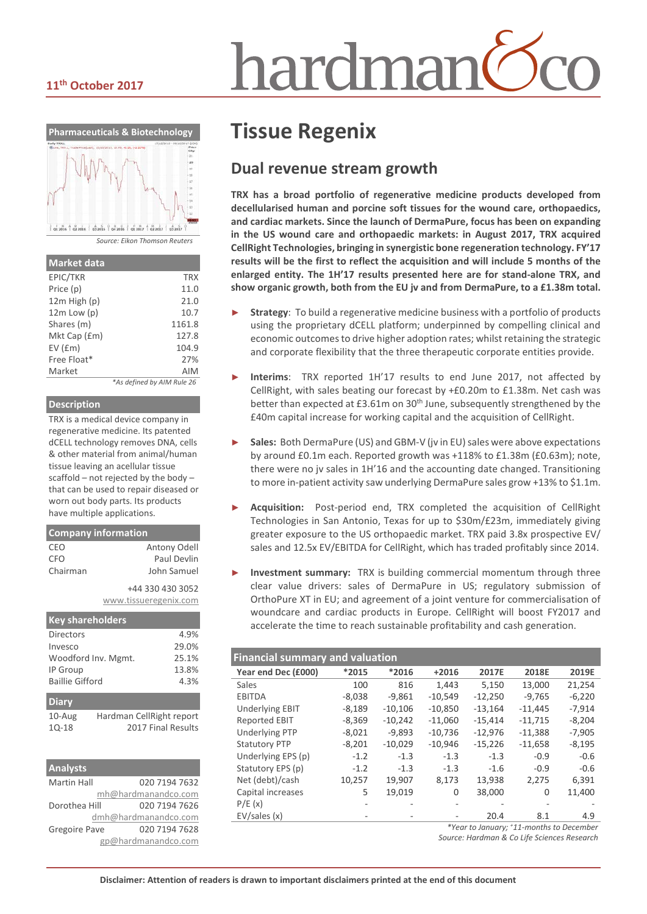11th October 2017

# Tissue Regenix

## Dual revenue stream growth

**TRX has a broad portfolio of regenerative medicine products developed from decellularised human and porcine soft tissues for the wound care, orthopaedics, and cardiac markets. Since the launch of DermaPure, focus has been on expanding in the US wound care and orthopaedic markets: in August 2017, TRX acquired CellRight Technologies, bringing in synergistic bone regeneration technology. FY'17 results will be the first to reflect the acquisition and will include 5 months of the enlarged entity. The 1H'17 results presented here are for stand-alone TRX, and show organic growth, both from the EU jv and from DermaPure, to a £1.38m total.**

- **Strategy**: To build a regenerative medicine business with a portfolio of products using the proprietary dCELL platform; underpinned by compelling clinical and economic outcomes to drive higher adoption rates; whilst retaining the strategic and corporate flexibility that the three therapeutic corporate entities provide.

- **Interims**: TRX reported 1H'17 results to end June 2017, not affected by CellRight, with sales beating our forecast by +£0.20m to £1.38m. Net cash was better than expected at £3.61m on 30th June, subsequently strengthened by the £40m capital increase for working capital and the acquisition of CellRight.

- **Sales:** Both DermaPure (US) and GBM-V (jv in EU) sales were above expectations by around £0.1m each. Reported growth was +118% to £1.38m (£0.63m); note, there were no jv sales in 1H'16 and the accounting date changed. Transitioning to more in-patient activity saw underlying DermaPure sales grow +13% to $1.1m.

- **Acquisition:** Post-period end, TRX completed the acquisition of CellRight Technologies in San Antonio, Texas for up to $30m/£23m, immediately giving greater exposure to the US orthopaedic market. TRX paid 3.8x prospective EV/sales and 12.5x EV/EBITDA for CellRight, which has traded profitably since 2014.

- **Investment summary:** TRX is building commercial momentum through three clear value drivers: sales of DermaPure in US; regulatory submission of OrthoPure XT in EU; and agreement of a joint venture for commercialisation of woundcare and cardiac products in Europe. CellRight will boost FY2017 and accelerate the time to reach sustainable profitability and cash generation.

**Financial summary and valuation**

| Year end Dec (£000) | *2015 | *2016 | +2016 | 2017E | 2018E | 2019E |
|---|---|---|---|---|---|---|
| Sales | 100 | 816 | 1,443 | 5,150 | 13,000 | 21,254 |
| EBITDA | -8,038 | -9,861 | -10,549 | -12,250 | -9,765 | -6,220 |
| Underlying EBIT | -8,189 | -10,106 | -10,850 | -13,164 | -11,445 | -7,914 |
| Reported EBIT | -8,369 | -10,242 | -11,060 | -15,414 | -11,715 | -8,204 |
| Underlying PTP | -8,021 | -9,893 | -10,736 | -12,976 | -11,388 | -7,905 |
| Statutory PTP | -8,201 | -10,029 | -10,946 | -15,226 | -11,658 | -8,195 |
| Underlying EPS (p) | -1.2 | -1.3 | -1.3 | -1.3 | -0.9 | -0.6 |
| Statutory EPS (p) | -1.2 | -1.3 | -1.3 | -1.6 | -0.9 | -0.6 |
| Net (debt)/cash | 10,257 | 19,907 | 8,173 | 13,938 | 2,275 | 6,391 |
| Capital increases | 5 | 19,019 | 0 | 38,000 | 0 | 11,400 |
| P/E (x) | - | - | - | - | - | - |
| EV/sales (x) | - | - | - | 20.4 | 8.1 | 4.9 |

*Year to January; +11-months to December

Source: Hardman & Co Life Sciences Research

**Pharmaceuticals & Biotechnology**

Source: Eikon Thomson Reuters

**Market data**

| | |
|---|---|
| EPIC/TKR | TRX |
| Price (p) | 11.0 |
| 12m High (p) | 21.0 |
| 12m Low (p) | 10.7 |
| Shares (m) | 1161.8 |
| Mkt Cap (£m) | 127.8 |
| EV (£m) | 104.9 |
| Free Float* | 27% |
| Market | AIM |

*As defined by AIM Rule 26

**Description**

TRX is a medical device company in regenerative medicine. Its patented dCELL technology removes DNA, cells & other material from animal/human tissue leaving an acellular tissue scaffold – not rejected by the body – that can be used to repair diseased or worn out body parts. Its products have multiple applications.

**Company information**

| | |
|---|---|
| CEO | Antony Odell |
| CFO | Paul Devlin |
| Chairman | John Samuel |

+44 330 430 3052

www.tissueregenix.com

**Key shareholders**

| | |
|---|---|
| Directors | 4.9% |
| Invesco | 29.0% |
| Woodford Inv. Mgmt. | 25.1% |
| IP Group | 13.8% |
| Baillie Gifford | 4.3% |

**Diary**

| | |
|---|---|
| 10-Aug | Hardman CellRight report |
| 1Q-18 | 2017 Final Results |

**Analysts**

| | |
|---|---|
| Martin Hall | 020 7194 7632 |
| | mh@hardmanandco.com |
| Dorothea Hill | 020 7194 7626 |
| | dmh@hardmanandco.com |
| Gregoire Pave | 020 7194 7628 |
| | gp@hardmanandco.com |

**Disclaimer: Attention of readers is drawn to important disclaimers printed at the end of this document**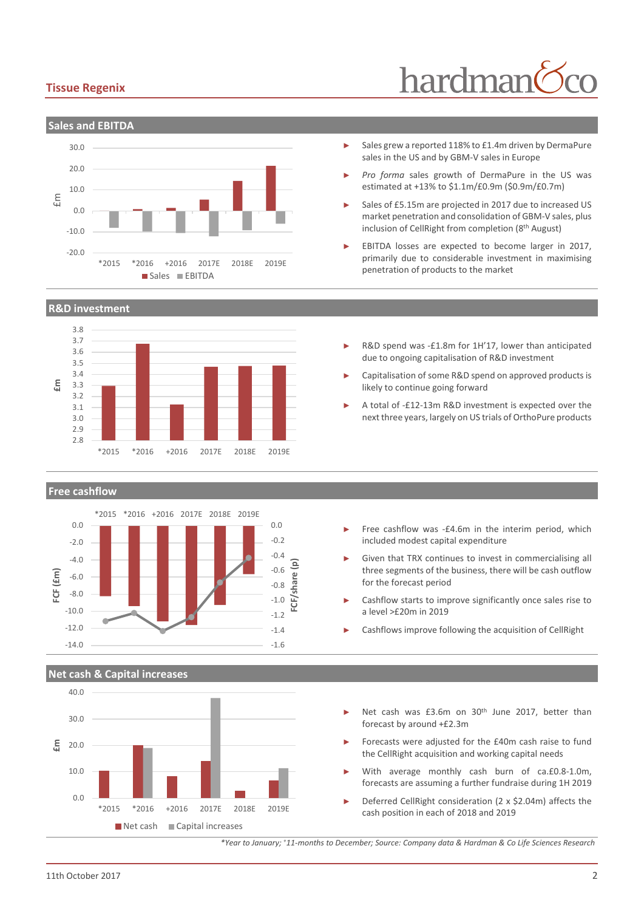## Sales and EBITDA

- Sales grew a reported 118% to £1.4m driven by DermaPure sales in the US and by GBM-V sales in Europe
- *Pro forma* sales growth of DermaPure in the US was estimated at +13% to \$1.1m/£0.9m (\$0.9m/£0.7m)
- Sales of £5.15m are projected in 2017 due to increased US market penetration and consolidation of GBM-V sales, plus inclusion of CellRight from completion (8th August)
- EBITDA losses are expected to become larger in 2017, primarily due to considerable investment in maximising penetration of products to the market

## R&D investment

- R&D spend was -£1.8m for 1H'17, lower than anticipated due to ongoing capitalisation of R&D investment
- Capitalisation of some R&D spend on approved products is likely to continue going forward
- A total of -£12-13m R&D investment is expected over the next three years, largely on US trials of OrthoPure products

## Free cashflow

- Free cashflow was -£4.6m in the interim period, which included modest capital expenditure
- Given that TRX continues to invest in commercialising all three segments of the business, there will be cash outflow for the forecast period
- Cashflow starts to improve significantly once sales rise to a level >£20m in 2019
- Cashflows improve following the acquisition of CellRight

## Net cash & Capital increases

- Net cash was £3.6m on 30th June 2017, better than forecast by around +£2.3m
- Forecasts were adjusted for the £40m cash raise to fund the CellRight acquisition and working capital needs
- With average monthly cash burn of ca.£0.8-1.0m, forecasts are assuming a further fundraise during 1H 2019
- Deferred CellRight consideration (2 x \$2.04m) affects the cash position in each of 2018 and 2019

*\*Year to January; +11-months to December; Source: Company data & Hardman & Co Life Sciences Research*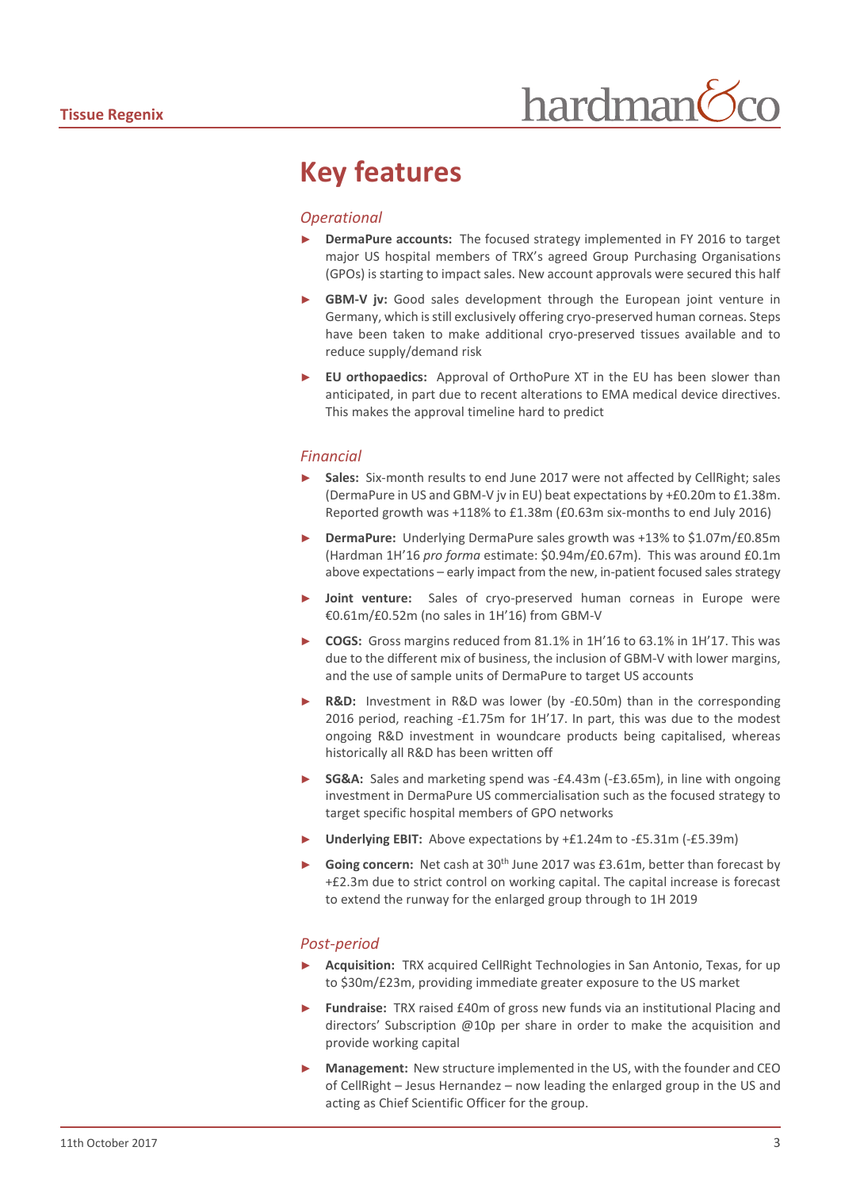# Key features

## *Operational*

- **DermaPure accounts:** The focused strategy implemented in FY 2016 to target major US hospital members of TRX's agreed Group Purchasing Organisations (GPOs) is starting to impact sales. New account approvals were secured this half
- **GBM-V jv:** Good sales development through the European joint venture in Germany, which is still exclusively offering cryo-preserved human corneas. Steps have been taken to make additional cryo-preserved tissues available and to reduce supply/demand risk
- **EU orthopaedics:** Approval of OrthoPure XT in the EU has been slower than anticipated, in part due to recent alterations to EMA medical device directives. This makes the approval timeline hard to predict

## *Financial*

- **Sales:** Six-month results to end June 2017 were not affected by CellRight; sales (DermaPure in US and GBM-V jv in EU) beat expectations by +£0.20m to £1.38m. Reported growth was +118% to £1.38m (£0.63m six-months to end July 2016)
- **DermaPure:** Underlying DermaPure sales growth was +13% to $1.07m/£0.85m (Hardman 1H'16 *pro forma* estimate: $0.94m/£0.67m). This was around £0.1m above expectations – early impact from the new, in-patient focused sales strategy
- **Joint venture:** Sales of cryo-preserved human corneas in Europe were €0.61m/£0.52m (no sales in 1H'16) from GBM-V
- **COGS:** Gross margins reduced from 81.1% in 1H'16 to 63.1% in 1H'17. This was due to the different mix of business, the inclusion of GBM-V with lower margins, and the use of sample units of DermaPure to target US accounts
- **R&D:** Investment in R&D was lower (by -£0.50m) than in the corresponding 2016 period, reaching -£1.75m for 1H'17. In part, this was due to the modest ongoing R&D investment in woundcare products being capitalised, whereas historically all R&D has been written off
- **SG&A:** Sales and marketing spend was -£4.43m (-£3.65m), in line with ongoing investment in DermaPure US commercialisation such as the focused strategy to target specific hospital members of GPO networks
- **Underlying EBIT:** Above expectations by +£1.24m to -£5.31m (-£5.39m)
- **Going concern:** Net cash at 30th June 2017 was £3.61m, better than forecast by +£2.3m due to strict control on working capital. The capital increase is forecast to extend the runway for the enlarged group through to 1H 2019

## *Post-period*

- **Acquisition:** TRX acquired CellRight Technologies in San Antonio, Texas, for up to $30m/£23m, providing immediate greater exposure to the US market
- **Fundraise:** TRX raised £40m of gross new funds via an institutional Placing and directors' Subscription @10p per share in order to make the acquisition and provide working capital
- **Management:** New structure implemented in the US, with the founder and CEO of CellRight – Jesus Hernandez – now leading the enlarged group in the US and acting as Chief Scientific Officer for the group.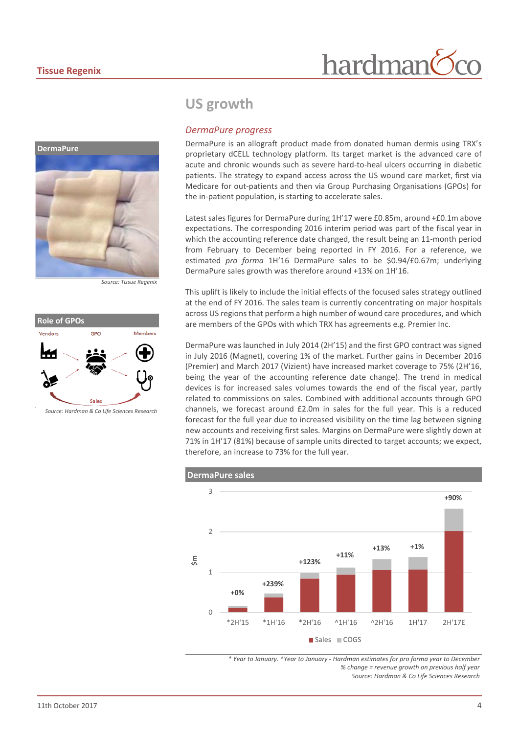# US growth

### *DermaPure progress*

DermaPure is an allograft product made from donated human dermis using TRX's proprietary dCELL technology platform. Its target market is the advanced care of acute and chronic wounds such as severe hard-to-heal ulcers occurring in diabetic patients. The strategy to expand access across the US wound care market, first via Medicare for out-patients and then via Group Purchasing Organisations (GPOs) for the in-patient population, is starting to accelerate sales.

Latest sales figures for DermaPure during 1H'17 were £0.85m, around +£0.1m above expectations. The corresponding 2016 interim period was part of the fiscal year in which the accounting reference date changed, the result being an 11-month period from February to December being reported in FY 2016. For a reference, we estimated *pro forma* 1H'16 DermaPure sales to be \$0.94/£0.67m; underlying DermaPure sales growth was therefore around +13% on 1H'16.

This uplift is likely to include the initial effects of the focused sales strategy outlined at the end of FY 2016. The sales team is currently concentrating on major hospitals across US regions that perform a high number of wound care procedures, and which are members of the GPOs with which TRX has agreements e.g. Premier Inc.

DermaPure was launched in July 2014 (2H'15) and the first GPO contract was signed in July 2016 (Magnet), covering 1% of the market. Further gains in December 2016 (Premier) and March 2017 (Vizient) have increased market coverage to 75% (2H'16, being the year of the accounting reference date change). The trend in medical devices is for increased sales volumes towards the end of the fiscal year, partly related to commissions on sales. Combined with additional accounts through GPO channels, we forecast around £2.0m in sales for the full year. This is a reduced forecast for the full year due to increased visibility on the time lag between signing new accounts and receiving first sales. Margins on DermaPure were slightly down at 71% in 1H'17 (81%) because of sample units directed to target accounts; we expect, therefore, an increase to 73% for the full year.

**DermaPure**

Source: Tissue Regenix

**Role of GPOs**

Vendors — GPO — Members — Sales

Source: Hardman & Co Life Sciences Research

**DermaPure sales**

| Period | Sales growth |
|---|---|
| *2H'15 | +0% |
| *1H'16 | +239% |
| *2H'16 | +123% |
| ^1H'16 | +11% |
| ^2H'16 | +13% |
| 1H'17 | +1% |
| 2H'17E | +90% |

$m — Sales, COGS

\* Year to January. ^Year to January - Hardman estimates for pro forma year to December

% change = revenue growth on previous half year

Source: Hardman & Co Life Sciences Research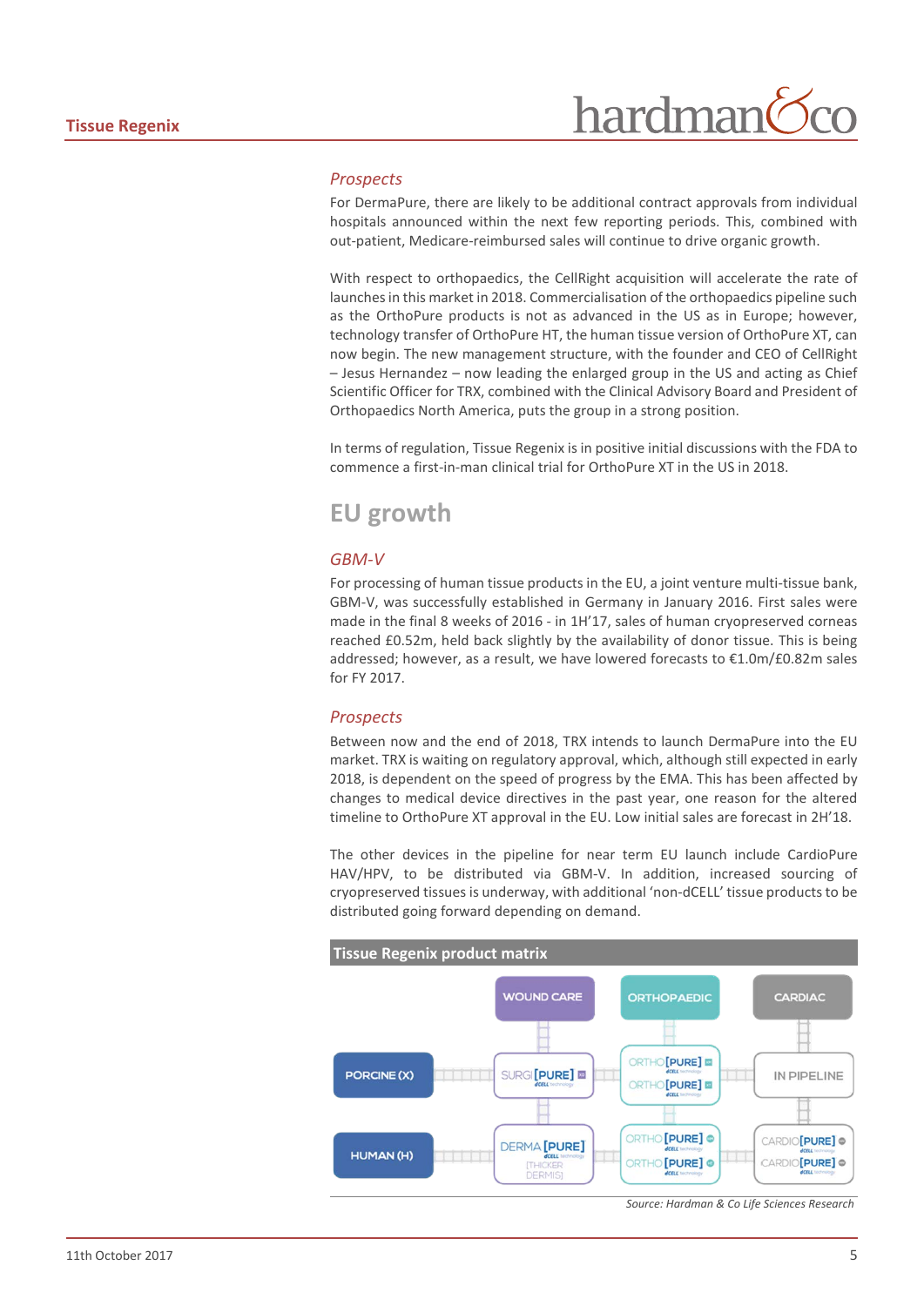### Prospects

For DermaPure, there are likely to be additional contract approvals from individual hospitals announced within the next few reporting periods. This, combined with out-patient, Medicare-reimbursed sales will continue to drive organic growth.

With respect to orthopaedics, the CellRight acquisition will accelerate the rate of launches in this market in 2018. Commercialisation of the orthopaedics pipeline such as the OrthoPure products is not as advanced in the US as in Europe; however, technology transfer of OrthoPure HT, the human tissue version of OrthoPure XT, can now begin. The new management structure, with the founder and CEO of CellRight – Jesus Hernandez – now leading the enlarged group in the US and acting as Chief Scientific Officer for TRX, combined with the Clinical Advisory Board and President of Orthopaedics North America, puts the group in a strong position.

In terms of regulation, Tissue Regenix is in positive initial discussions with the FDA to commence a first-in-man clinical trial for OrthoPure XT in the US in 2018.

## EU growth

### GBM-V

For processing of human tissue products in the EU, a joint venture multi-tissue bank, GBM-V, was successfully established in Germany in January 2016. First sales were made in the final 8 weeks of 2016 - in 1H'17, sales of human cryopreserved corneas reached £0.52m, held back slightly by the availability of donor tissue. This is being addressed; however, as a result, we have lowered forecasts to €1.0m/£0.82m sales for FY 2017.

### Prospects

Between now and the end of 2018, TRX intends to launch DermaPure into the EU market. TRX is waiting on regulatory approval, which, although still expected in early 2018, is dependent on the speed of progress by the EMA. This has been affected by changes to medical device directives in the past year, one reason for the altered timeline to OrthoPure XT approval in the EU. Low initial sales are forecast in 2H'18.

The other devices in the pipeline for near term EU launch include CardioPure HAV/HPV, to be distributed via GBM-V. In addition, increased sourcing of cryopreserved tissues is underway, with additional 'non-dCELL' tissue products to be distributed going forward depending on demand.

**Tissue Regenix product matrix**

| | WOUND CARE | ORTHOPAEDIC | CARDIAC |
|---|---|---|---|
| PORCINE (X) | SURGI[PURE] XD | ORTHO[PURE] XT<br>ORTHO[PURE] XM | IN PIPELINE |
| HUMAN (H) | DERMA[PURE] [THICKER DERMIS] | ORTHO[PURE] HT<br>ORTHO[PURE] HM | CARDIO[PURE] HAV<br>CARDIO[PURE] HPV |

Source: Hardman & Co Life Sciences Research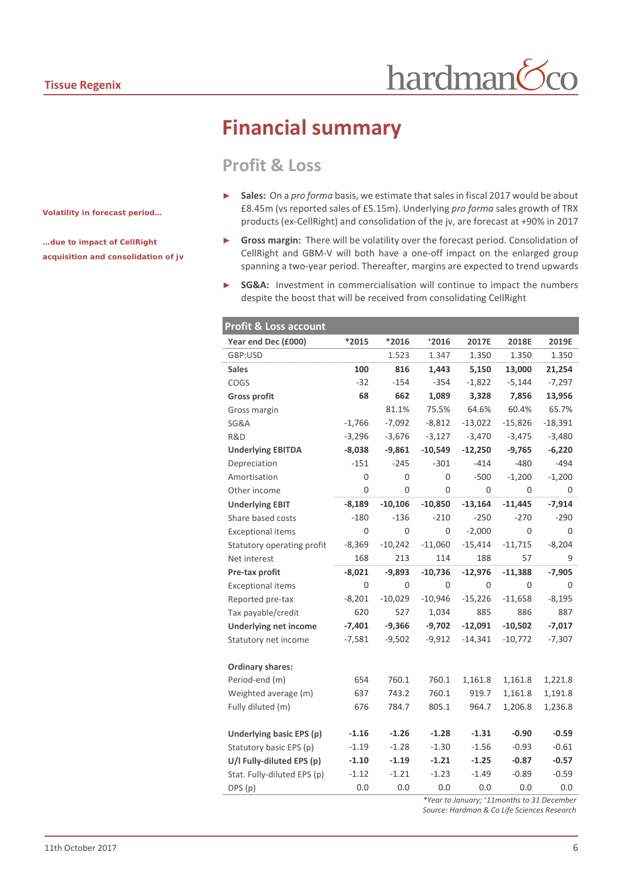# Financial summary

## Profit & Loss

**Volatility in forecast period…**

**…due to impact of CellRight acquisition and consolidation of jv**

- **Sales:** On a *pro forma* basis, we estimate that sales in fiscal 2017 would be about £8.45m (vs reported sales of £5.15m). Underlying *pro forma* sales growth of TRX products (ex-CellRight) and consolidation of the jv, are forecast at +90% in 2017
- **Gross margin:** There will be volatility over the forecast period. Consolidation of CellRight and GBM-V will both have a one-off impact on the enlarged group spanning a two-year period. Thereafter, margins are expected to trend upwards
- **SG&A:** Investment in commercialisation will continue to impact the numbers despite the boost that will be received from consolidating CellRight

| Profit & Loss account | | | | | | |
|---|---|---|---|---|---|---|
| **Year end Dec (£000)** | **\*2015** | **\*2016** | **+2016** | **2017E** | **2018E** | **2019E** |
| GBP:USD | | 1.523 | 1.347 | 1.350 | 1.350 | 1.350 |
| **Sales** | **100** | **816** | **1,443** | **5,150** | **13,000** | **21,254** |
| COGS | -32 | -154 | -354 | -1,822 | -5,144 | -7,297 |
| **Gross profit** | **68** | **662** | **1,089** | **3,328** | **7,856** | **13,956** |
| Gross margin | | 81.1% | 75.5% | 64.6% | 60.4% | 65.7% |
| SG&A | -1,766 | -7,092 | -8,812 | -13,022 | -15,826 | -18,391 |
| R&D | -3,296 | -3,676 | -3,127 | -3,470 | -3,475 | -3,480 |
| **Underlying EBITDA** | **-8,038** | **-9,861** | **-10,549** | **-12,250** | **-9,765** | **-6,220** |
| Depreciation | -151 | -245 | -301 | -414 | -480 | -494 |
| Amortisation | 0 | 0 | 0 | -500 | -1,200 | -1,200 |
| Other income | 0 | 0 | 0 | 0 | 0 | 0 |
| **Underlying EBIT** | **-8,189** | **-10,106** | **-10,850** | **-13,164** | **-11,445** | **-7,914** |
| Share based costs | -180 | -136 | -210 | -250 | -270 | -290 |
| Exceptional items | 0 | 0 | 0 | -2,000 | 0 | 0 |
| Statutory operating profit | -8,369 | -10,242 | -11,060 | -15,414 | -11,715 | -8,204 |
| Net interest | 168 | 213 | 114 | 188 | 57 | 9 |
| **Pre-tax profit** | **-8,021** | **-9,893** | **-10,736** | **-12,976** | **-11,388** | **-7,905** |
| Exceptional items | 0 | 0 | 0 | 0 | 0 | 0 |
| Reported pre-tax | -8,201 | -10,029 | -10,946 | -15,226 | -11,658 | -8,195 |
| Tax payable/credit | 620 | 527 | 1,034 | 885 | 886 | 887 |
| **Underlying net income** | **-7,401** | **-9,366** | **-9,702** | **-12,091** | **-10,502** | **-7,017** |
| Statutory net income | -7,581 | -9,502 | -9,912 | -14,341 | -10,772 | -7,307 |
| | | | | | | |
| **Ordinary shares:** | | | | | | |
| Period-end (m) | 654 | 760.1 | 760.1 | 1,161.8 | 1,161.8 | 1,221.8 |
| Weighted average (m) | 637 | 743.2 | 760.1 | 919.7 | 1,161.8 | 1,191.8 |
| Fully diluted (m) | 676 | 784.7 | 805.1 | 964.7 | 1,206.8 | 1,236.8 |
| | | | | | | |
| **Underlying basic EPS (p)** | **-1.16** | **-1.26** | **-1.28** | **-1.31** | **-0.90** | **-0.59** |
| Statutory basic EPS (p) | -1.19 | -1.28 | -1.30 | -1.56 | -0.93 | -0.61 |
| **U/l Fully-diluted EPS (p)** | **-1.10** | **-1.19** | **-1.21** | **-1.25** | **-0.87** | **-0.57** |
| Stat. Fully-diluted EPS (p) | -1.12 | -1.21 | -1.23 | -1.49 | -0.89 | -0.59 |
| DPS (p) | 0.0 | 0.0 | 0.0 | 0.0 | 0.0 | 0.0 |

*\*Year to January; +11months to 31 December*
*Source: Hardman & Co Life Sciences Research*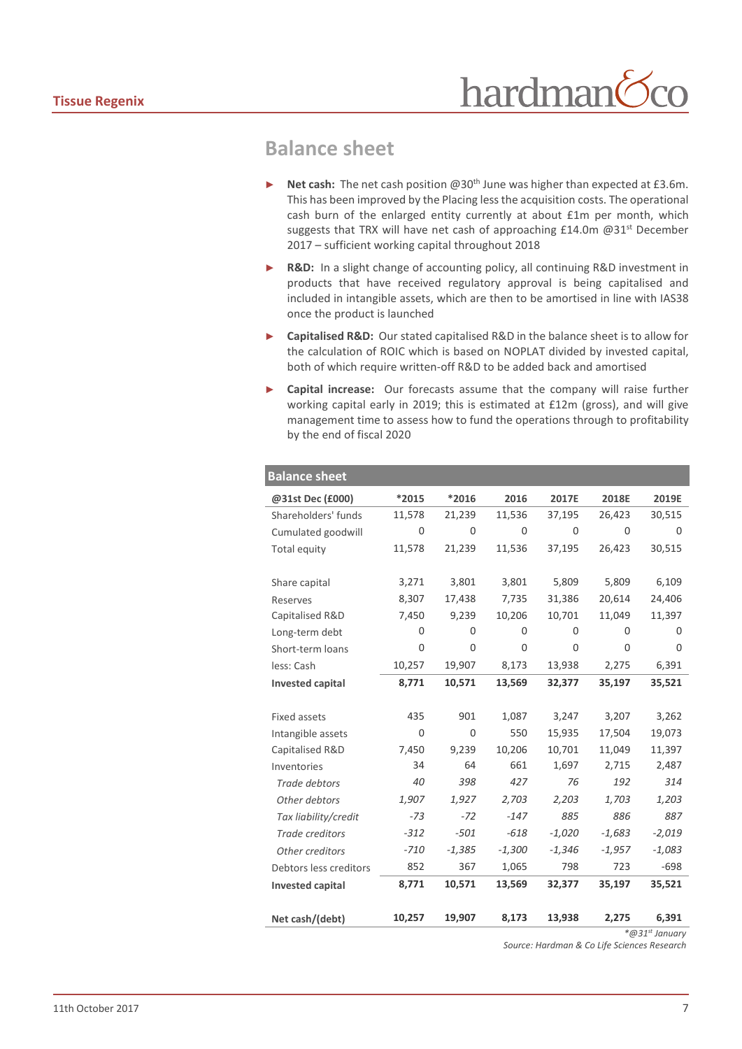## Balance sheet

- **Net cash:** The net cash position @30th June was higher than expected at £3.6m. This has been improved by the Placing less the acquisition costs. The operational cash burn of the enlarged entity currently at about £1m per month, which suggests that TRX will have net cash of approaching £14.0m @31st December 2017 – sufficient working capital throughout 2018
- **R&D:** In a slight change of accounting policy, all continuing R&D investment in products that have received regulatory approval is being capitalised and included in intangible assets, which are then to be amortised in line with IAS38 once the product is launched
- **Capitalised R&D:** Our stated capitalised R&D in the balance sheet is to allow for the calculation of ROIC which is based on NOPLAT divided by invested capital, both of which require written-off R&D to be added back and amortised
- **Capital increase:** Our forecasts assume that the company will raise further working capital early in 2019; this is estimated at £12m (gross), and will give management time to assess how to fund the operations through to profitability by the end of fiscal 2020

**Balance sheet**

| @31st Dec (£000) | *2015 | *2016 | 2016 | 2017E | 2018E | 2019E |
|---|---|---|---|---|---|---|
| Shareholders' funds | 11,578 | 21,239 | 11,536 | 37,195 | 26,423 | 30,515 |
| Cumulated goodwill | 0 | 0 | 0 | 0 | 0 | 0 |
| Total equity | 11,578 | 21,239 | 11,536 | 37,195 | 26,423 | 30,515 |
| | | | | | | |
| Share capital | 3,271 | 3,801 | 3,801 | 5,809 | 5,809 | 6,109 |
| Reserves | 8,307 | 17,438 | 7,735 | 31,386 | 20,614 | 24,406 |
| Capitalised R&D | 7,450 | 9,239 | 10,206 | 10,701 | 11,049 | 11,397 |
| Long-term debt | 0 | 0 | 0 | 0 | 0 | 0 |
| Short-term loans | 0 | 0 | 0 | 0 | 0 | 0 |
| less: Cash | 10,257 | 19,907 | 8,173 | 13,938 | 2,275 | 6,391 |
| **Invested capital** | **8,771** | **10,571** | **13,569** | **32,377** | **35,197** | **35,521** |
| | | | | | | |
| Fixed assets | 435 | 901 | 1,087 | 3,247 | 3,207 | 3,262 |
| Intangible assets | 0 | 0 | 550 | 15,935 | 17,504 | 19,073 |
| Capitalised R&D | 7,450 | 9,239 | 10,206 | 10,701 | 11,049 | 11,397 |
| Inventories | 34 | 64 | 661 | 1,697 | 2,715 | 2,487 |
| *Trade debtors* | *40* | *398* | *427* | *76* | *192* | *314* |
| *Other debtors* | *1,907* | *1,927* | *2,703* | *2,203* | *1,703* | *1,203* |
| *Tax liability/credit* | *-73* | *-72* | *-147* | *885* | *886* | *887* |
| *Trade creditors* | *-312* | *-501* | *-618* | *-1,020* | *-1,683* | *-2,019* |
| *Other creditors* | *-710* | *-1,385* | *-1,300* | *-1,346* | *-1,957* | *-1,083* |
| Debtors less creditors | 852 | 367 | 1,065 | 798 | 723 | -698 |
| **Invested capital** | **8,771** | **10,571** | **13,569** | **32,377** | **35,197** | **35,521** |
| | | | | | | |
| **Net cash/(debt)** | **10,257** | **19,907** | **8,173** | **13,938** | **2,275** | **6,391** |

*@31st January

*Source: Hardman & Co Life Sciences Research*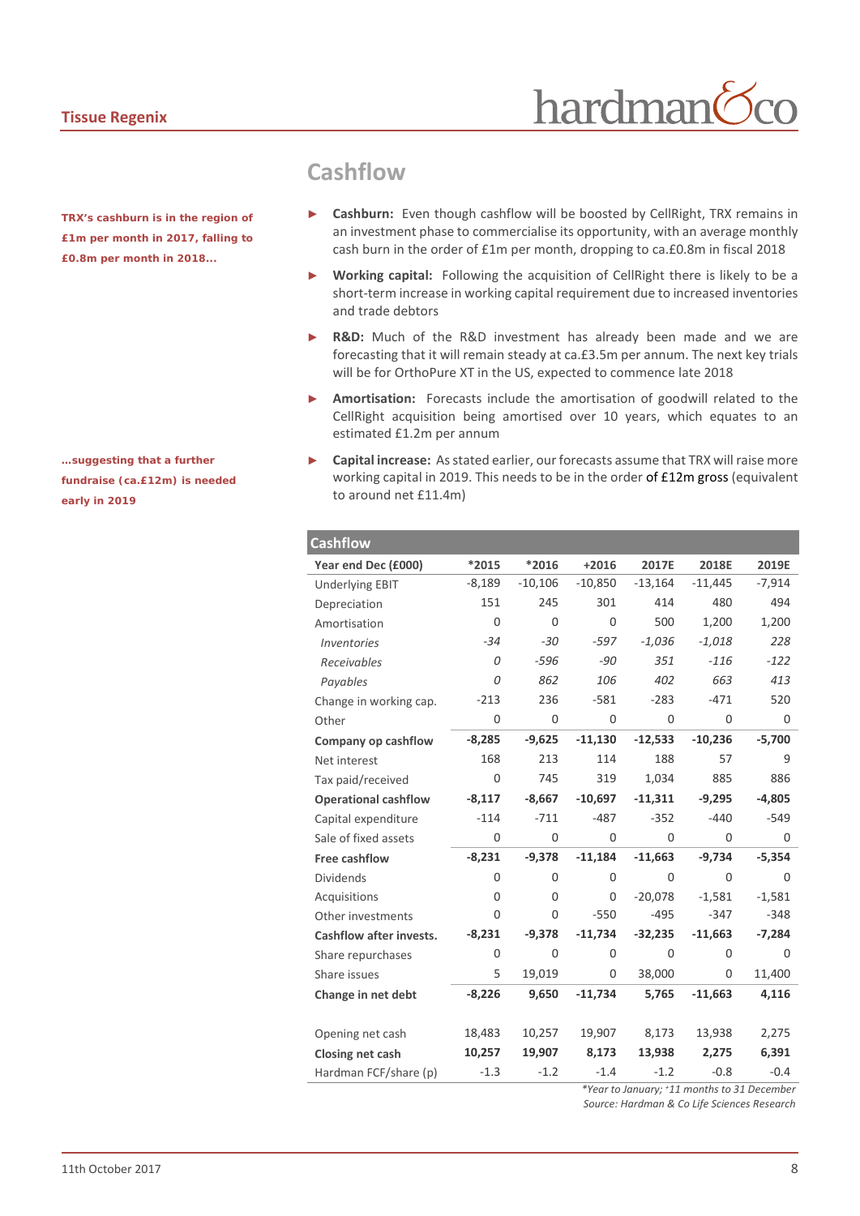## Cashflow

**TRX's cashburn is in the region of £1m per month in 2017, falling to £0.8m per month in 2018...**

- **Cashburn:** Even though cashflow will be boosted by CellRight, TRX remains in an investment phase to commercialise its opportunity, with an average monthly cash burn in the order of £1m per month, dropping to ca.£0.8m in fiscal 2018
- **Working capital:** Following the acquisition of CellRight there is likely to be a short-term increase in working capital requirement due to increased inventories and trade debtors
- **R&D:** Much of the R&D investment has already been made and we are forecasting that it will remain steady at ca.£3.5m per annum. The next key trials will be for OrthoPure XT in the US, expected to commence late 2018
- **Amortisation:** Forecasts include the amortisation of goodwill related to the CellRight acquisition being amortised over 10 years, which equates to an estimated £1.2m per annum

**...suggesting that a further fundraise (ca.£12m) is needed early in 2019**

- **Capital increase:** As stated earlier, our forecasts assume that TRX will raise more working capital in 2019. This needs to be in the order of £12m gross (equivalent to around net £11.4m)

**Cashflow**

| Year end Dec (£000) | *2015 | *2016 | +2016 | 2017E | 2018E | 2019E |
|---|---|---|---|---|---|---|
| Underlying EBIT | -8,189 | -10,106 | -10,850 | -13,164 | -11,445 | -7,914 |
| Depreciation | 151 | 245 | 301 | 414 | 480 | 494 |
| Amortisation | 0 | 0 | 0 | 500 | 1,200 | 1,200 |
| *Inventories* | *-34* | *-30* | *-597* | *-1,036* | *-1,018* | *228* |
| *Receivables* | *0* | *-596* | *-90* | *351* | *-116* | *-122* |
| *Payables* | *0* | *862* | *106* | *402* | *663* | *413* |
| Change in working cap. | -213 | 236 | -581 | -283 | -471 | 520 |
| Other | 0 | 0 | 0 | 0 | 0 | 0 |
| **Company op cashflow** | **-8,285** | **-9,625** | **-11,130** | **-12,533** | **-10,236** | **-5,700** |
| Net interest | 168 | 213 | 114 | 188 | 57 | 9 |
| Tax paid/received | 0 | 745 | 319 | 1,034 | 885 | 886 |
| **Operational cashflow** | **-8,117** | **-8,667** | **-10,697** | **-11,311** | **-9,295** | **-4,805** |
| Capital expenditure | -114 | -711 | -487 | -352 | -440 | -549 |
| Sale of fixed assets | 0 | 0 | 0 | 0 | 0 | 0 |
| **Free cashflow** | **-8,231** | **-9,378** | **-11,184** | **-11,663** | **-9,734** | **-5,354** |
| Dividends | 0 | 0 | 0 | 0 | 0 | 0 |
| Acquisitions | 0 | 0 | 0 | -20,078 | -1,581 | -1,581 |
| Other investments | 0 | 0 | -550 | -495 | -347 | -348 |
| **Cashflow after invests.** | **-8,231** | **-9,378** | **-11,734** | **-32,235** | **-11,663** | **-7,284** |
| Share repurchases | 0 | 0 | 0 | 0 | 0 | 0 |
| Share issues | 5 | 19,019 | 0 | 38,000 | 0 | 11,400 |
| **Change in net debt** | **-8,226** | **9,650** | **-11,734** | **5,765** | **-11,663** | **4,116** |
| | | | | | | |
| Opening net cash | 18,483 | 10,257 | 19,907 | 8,173 | 13,938 | 2,275 |
| **Closing net cash** | **10,257** | **19,907** | **8,173** | **13,938** | **2,275** | **6,391** |
| Hardman FCF/share (p) | -1.3 | -1.2 | -1.4 | -1.2 | -0.8 | -0.4 |

*\*Year to January; +11 months to 31 December*
*Source: Hardman & Co Life Sciences Research*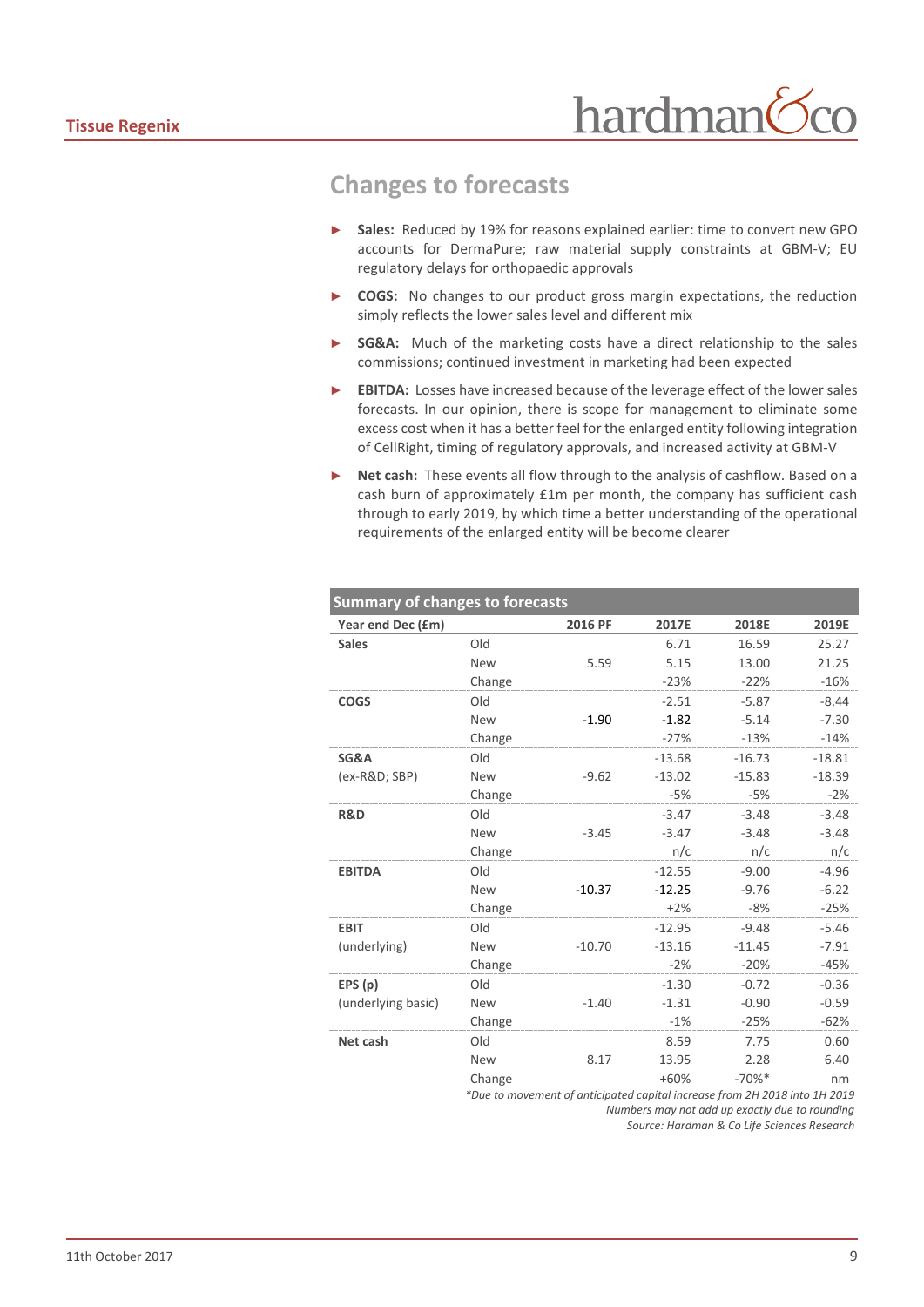## Changes to forecasts

- **Sales:** Reduced by 19% for reasons explained earlier: time to convert new GPO accounts for DermaPure; raw material supply constraints at GBM-V; EU regulatory delays for orthopaedic approvals
- **COGS:** No changes to our product gross margin expectations, the reduction simply reflects the lower sales level and different mix
- **SG&A:** Much of the marketing costs have a direct relationship to the sales commissions; continued investment in marketing had been expected
- **EBITDA:** Losses have increased because of the leverage effect of the lower sales forecasts. In our opinion, there is scope for management to eliminate some excess cost when it has a better feel for the enlarged entity following integration of CellRight, timing of regulatory approvals, and increased activity at GBM-V
- **Net cash:** These events all flow through to the analysis of cashflow. Based on a cash burn of approximately £1m per month, the company has sufficient cash through to early 2019, by which time a better understanding of the operational requirements of the enlarged entity will be become clearer

**Summary of changes to forecasts**

| Year end Dec (£m) | | 2016 PF | 2017E | 2018E | 2019E |
|---|---|---|---|---|---|
| **Sales** | Old | | 6.71 | 16.59 | 25.27 |
| | New | 5.59 | 5.15 | 13.00 | 21.25 |
| | Change | | -23% | -22% | -16% |
| **COGS** | Old | | -2.51 | -5.87 | -8.44 |
| | New | -1.90 | -1.82 | -5.14 | -7.30 |
| | Change | | -27% | -13% | -14% |
| **SG&A** | Old | | -13.68 | -16.73 | -18.81 |
| (ex-R&D; SBP) | New | -9.62 | -13.02 | -15.83 | -18.39 |
| | Change | | -5% | -5% | -2% |
| **R&D** | Old | | -3.47 | -3.48 | -3.48 |
| | New | -3.45 | -3.47 | -3.48 | -3.48 |
| | Change | | n/c | n/c | n/c |
| **EBITDA** | Old | | -12.55 | -9.00 | -4.96 |
| | New | -10.37 | -12.25 | -9.76 | -6.22 |
| | Change | | +2% | -8% | -25% |
| **EBIT** | Old | | -12.95 | -9.48 | -5.46 |
| (underlying) | New | -10.70 | -13.16 | -11.45 | -7.91 |
| | Change | | -2% | -20% | -45% |
| **EPS (p)** | Old | | -1.30 | -0.72 | -0.36 |
| (underlying basic) | New | -1.40 | -1.31 | -0.90 | -0.59 |
| | Change | | -1% | -25% | -62% |
| **Net cash** | Old | | 8.59 | 7.75 | 0.60 |
| | New | 8.17 | 13.95 | 2.28 | 6.40 |
| | Change | | +60% | -70%* | nm |

*Due to movement of anticipated capital increase from 2H 2018 into 1H 2019*

*Numbers may not add up exactly due to rounding*

*Source: Hardman & Co Life Sciences Research*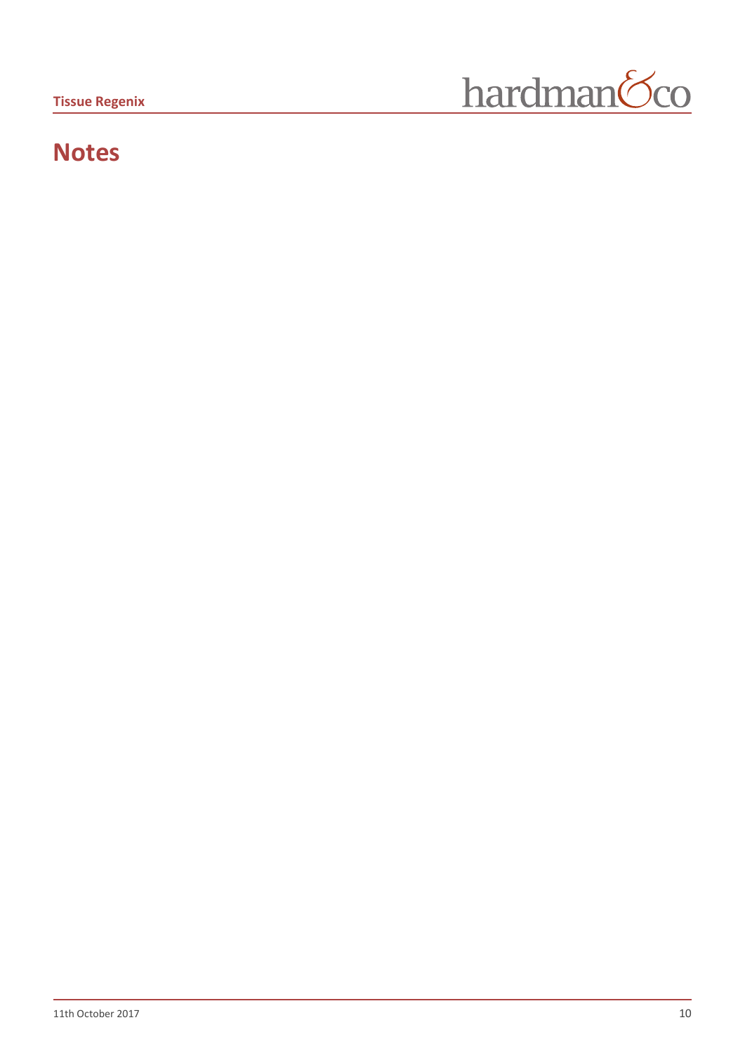# Notes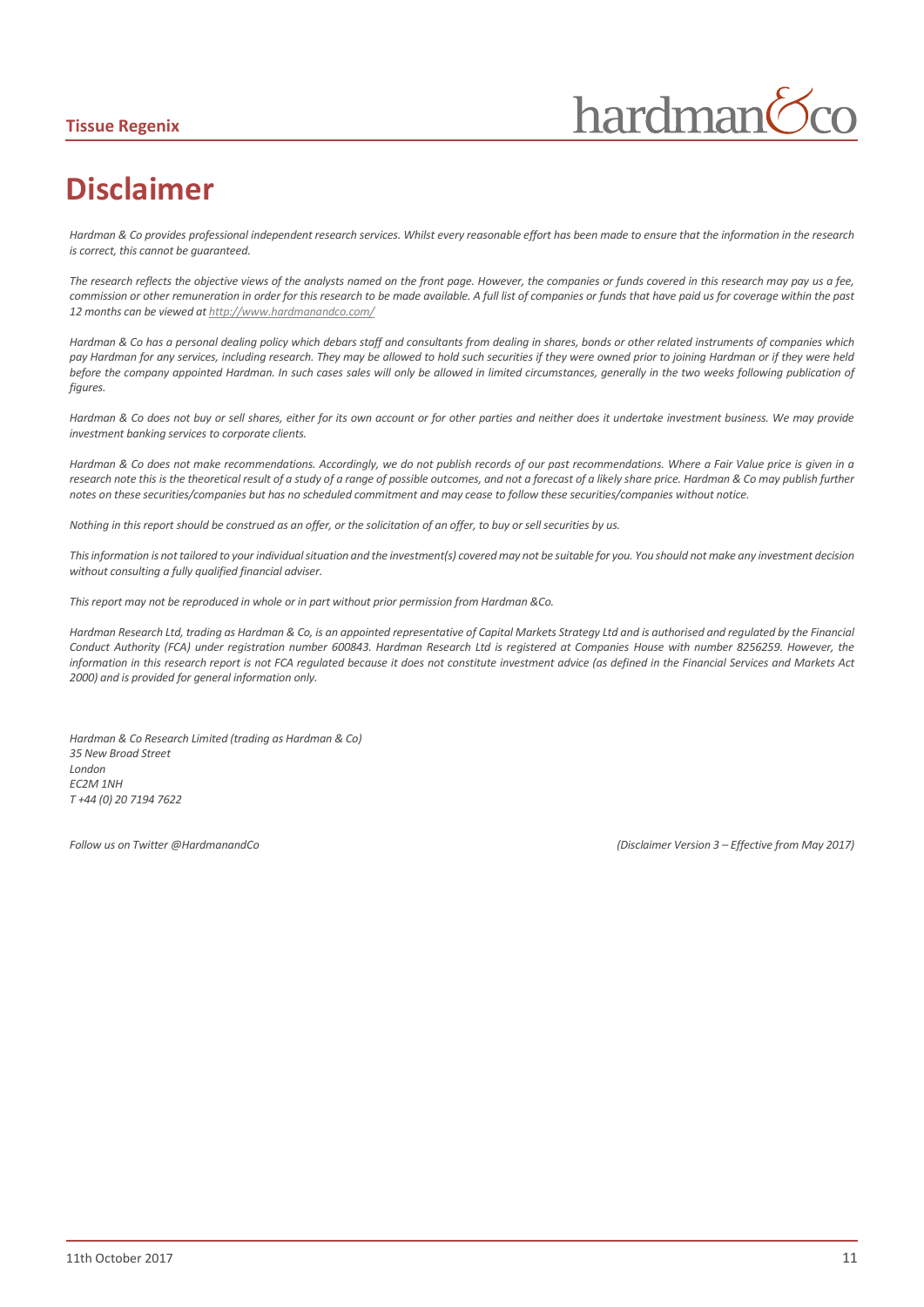# Disclaimer

*Hardman & Co provides professional independent research services. Whilst every reasonable effort has been made to ensure that the information in the research is correct, this cannot be guaranteed.*

*The research reflects the objective views of the analysts named on the front page. However, the companies or funds covered in this research may pay us a fee, commission or other remuneration in order for this research to be made available. A full list of companies or funds that have paid us for coverage within the past 12 months can be viewed at http://www.hardmanandco.com/*

*Hardman & Co has a personal dealing policy which debars staff and consultants from dealing in shares, bonds or other related instruments of companies which pay Hardman for any services, including research. They may be allowed to hold such securities if they were owned prior to joining Hardman or if they were held before the company appointed Hardman. In such cases sales will only be allowed in limited circumstances, generally in the two weeks following publication of figures.*

*Hardman & Co does not buy or sell shares, either for its own account or for other parties and neither does it undertake investment business. We may provide investment banking services to corporate clients.*

*Hardman & Co does not make recommendations. Accordingly, we do not publish records of our past recommendations. Where a Fair Value price is given in a research note this is the theoretical result of a study of a range of possible outcomes, and not a forecast of a likely share price. Hardman & Co may publish further notes on these securities/companies but has no scheduled commitment and may cease to follow these securities/companies without notice.*

*Nothing in this report should be construed as an offer, or the solicitation of an offer, to buy or sell securities by us.*

*This information is not tailored to your individual situation and the investment(s) covered may not be suitable for you. You should not make any investment decision without consulting a fully qualified financial adviser.*

*This report may not be reproduced in whole or in part without prior permission from Hardman &Co.*

*Hardman Research Ltd, trading as Hardman & Co, is an appointed representative of Capital Markets Strategy Ltd and is authorised and regulated by the Financial Conduct Authority (FCA) under registration number 600843. Hardman Research Ltd is registered at Companies House with number 8256259. However, the information in this research report is not FCA regulated because it does not constitute investment advice (as defined in the Financial Services and Markets Act 2000) and is provided for general information only.*

*Hardman & Co Research Limited (trading as Hardman & Co)*
*35 New Broad Street*
*London*
*EC2M 1NH*
*T +44 (0) 20 7194 7622*

*Follow us on Twitter @HardmanandCo*

*(Disclaimer Version 3 – Effective from May 2017)*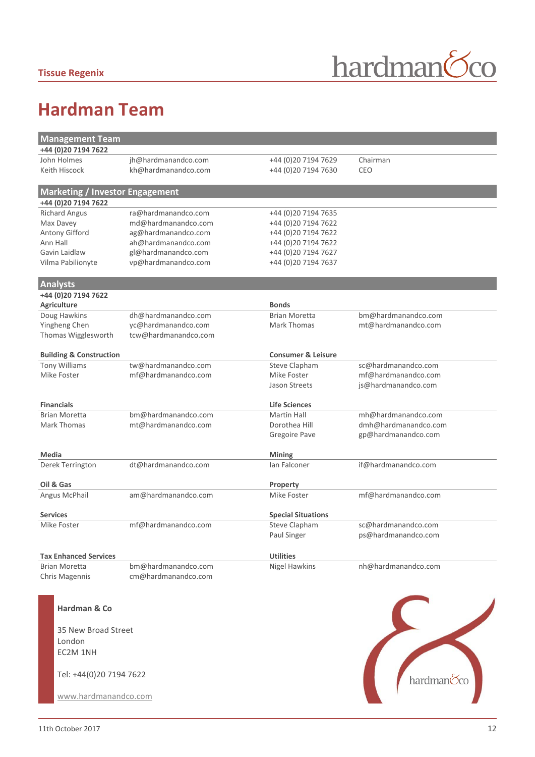# Hardman Team

## Management Team

+44 (0)20 7194 7622

| | | | |
|---|---|---|---|
| John Holmes | jh@hardmanandco.com | +44 (0)20 7194 7629 | Chairman |
| Keith Hiscock | kh@hardmanandco.com | +44 (0)20 7194 7630 | CEO |

## Marketing / Investor Engagement

+44 (0)20 7194 7622

| | | |
|---|---|---|
| Richard Angus | ra@hardmanandco.com | +44 (0)20 7194 7635 |
| Max Davey | md@hardmanandco.com | +44 (0)20 7194 7622 |
| Antony Gifford | ag@hardmanandco.com | +44 (0)20 7194 7622 |
| Ann Hall | ah@hardmanandco.com | +44 (0)20 7194 7622 |
| Gavin Laidlaw | gl@hardmanandco.com | +44 (0)20 7194 7627 |
| Vilma Pabilionyte | vp@hardmanandco.com | +44 (0)20 7194 7637 |

## Analysts

+44 (0)20 7194 7622

**Agriculture**

| | |
|---|---|
| Doug Hawkins | dh@hardmanandco.com |
| Yingheng Chen | yc@hardmanandco.com |
| Thomas Wigglesworth | tcw@hardmanandco.com |

**Bonds**

| | |
|---|---|
| Brian Moretta | bm@hardmanandco.com |
| Mark Thomas | mt@hardmanandco.com |

**Building & Construction**

| | |
|---|---|
| Tony Williams | tw@hardmanandco.com |
| Mike Foster | mf@hardmanandco.com |

**Consumer & Leisure**

| | |
|---|---|
| Steve Clapham | sc@hardmanandco.com |
| Mike Foster | mf@hardmanandco.com |
| Jason Streets | js@hardmanandco.com |

**Financials**

| | |
|---|---|
| Brian Moretta | bm@hardmanandco.com |
| Mark Thomas | mt@hardmanandco.com |

**Life Sciences**

| | |
|---|---|
| Martin Hall | mh@hardmanandco.com |
| Dorothea Hill | dmh@hardmanandco.com |
| Gregoire Pave | gp@hardmanandco.com |

**Media**

| | |
|---|---|
| Derek Terrington | dt@hardmanandco.com |

**Mining**

| | |
|---|---|
| Ian Falconer | if@hardmanandco.com |

**Oil & Gas**

| | |
|---|---|
| Angus McPhail | am@hardmanandco.com |

**Property**

| | |
|---|---|
| Mike Foster | mf@hardmanandco.com |

**Services**

| | |
|---|---|
| Mike Foster | mf@hardmanandco.com |

**Special Situations**

| | |
|---|---|
| Steve Clapham | sc@hardmanandco.com |
| Paul Singer | ps@hardmanandco.com |

**Tax Enhanced Services**

| | |
|---|---|
| Brian Moretta | bm@hardmanandco.com |
| Chris Magennis | cm@hardmanandco.com |

**Utilities**

| | |
|---|---|
| Nigel Hawkins | nh@hardmanandco.com |

**Hardman & Co**

35 New Broad Street
London
EC2M 1NH

Tel: +44(0)20 7194 7622

www.hardmanandco.com

11th October 2017